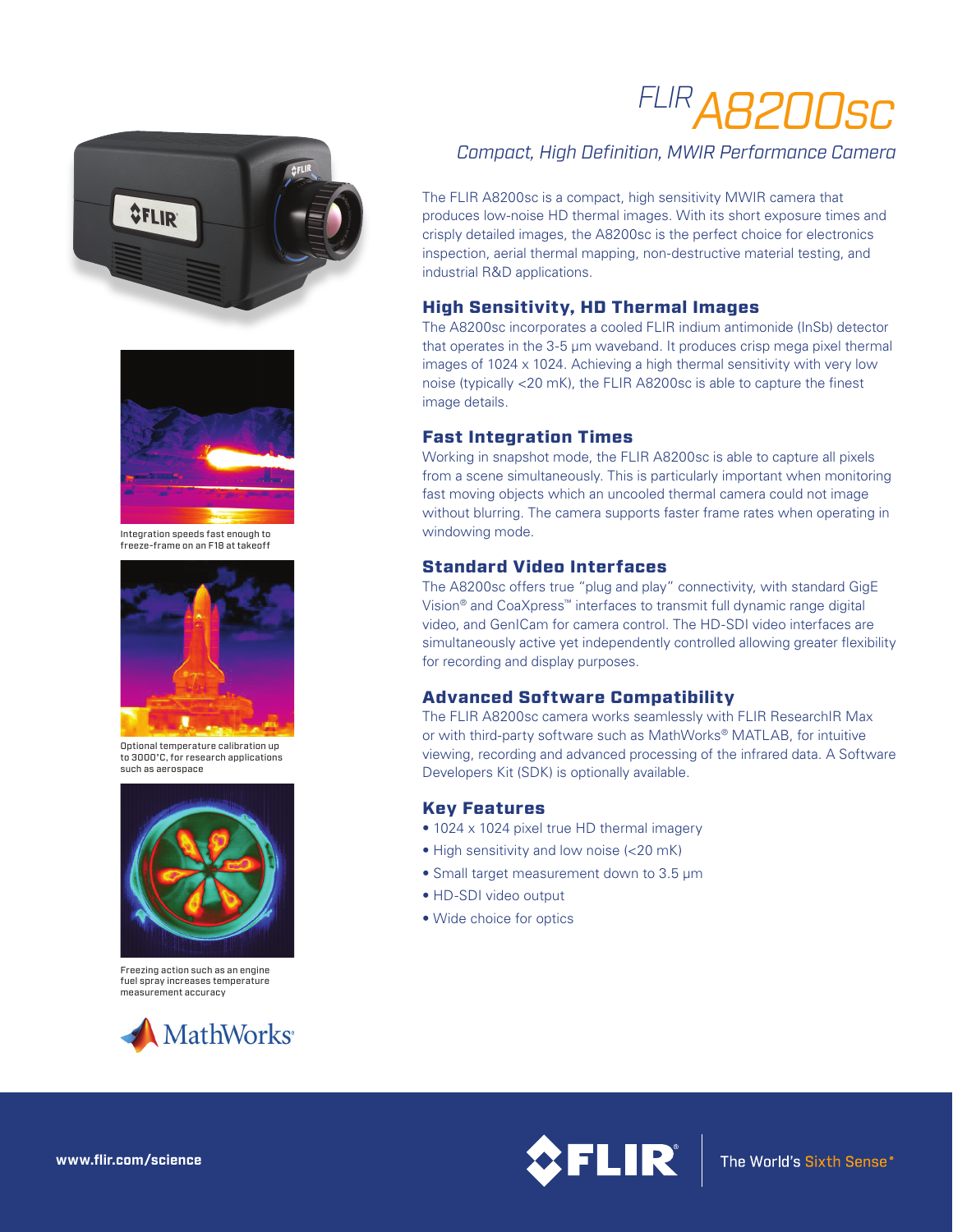# FLIR A8200sc

*Compact, High Definition, MWIR Performance Camera*

The FLIR A8200sc is a compact, high sensitivity MWIR camera that produces low-noise HD thermal images. With its short exposure times and crisply detailed images, the A8200sc is the perfect choice for electronics inspection, aerial thermal mapping, non-destructive material testing, and industrial R&D applications.

## High Sensitivity, HD Thermal Images

The A8200sc incorporates a cooled FLIR indium antimonide (InSb) detector that operates in the 3-5 µm waveband. It produces crisp mega pixel thermal images of 1024 x 1024. Achieving a high thermal sensitivity with very low noise (typically <20 mK), the FLIR A8200sc is able to capture the finest image details.

## Fast Integration Times

Working in snapshot mode, the FLIR A8200sc is able to capture all pixels from a scene simultaneously. This is particularly important when monitoring fast moving objects which an uncooled thermal camera could not image without blurring. The camera supports faster frame rates when operating in windowing mode.

## Standard Video Interfaces

The A8200sc offers true "plug and play" connectivity, with standard GigE Vision® and CoaXpress™ interfaces to transmit full dynamic range digital video, and GenICam for camera control. The HD-SDI video interfaces are simultaneously active yet independently controlled allowing greater flexibility for recording and display purposes.

## Advanced Software Compatibility

The FLIR A8200sc camera works seamlessly with FLIR ResearchIR Max or with third-party software such as MathWorks® MATLAB, for intuitive viewing, recording and advanced processing of the infrared data. A Software Developers Kit (SDK) is optionally available.

## Key Features

- 1024 x 1024 pixel true HD thermal imagery
- High sensitivity and low noise (<20 mK)
- Small target measurement down to 3.5 µm
- HD-SDI video output
- Wide choice for optics

Integration speeds fast enough to freeze-frame on an F18 at takeoff

Optional temperature calibration up to 3000°C, for research applications such as aerospace

Freezing action such as an engine fuel spray increases temperature measurement accuracy

www.flir.com/science

The World's Sixth Sense®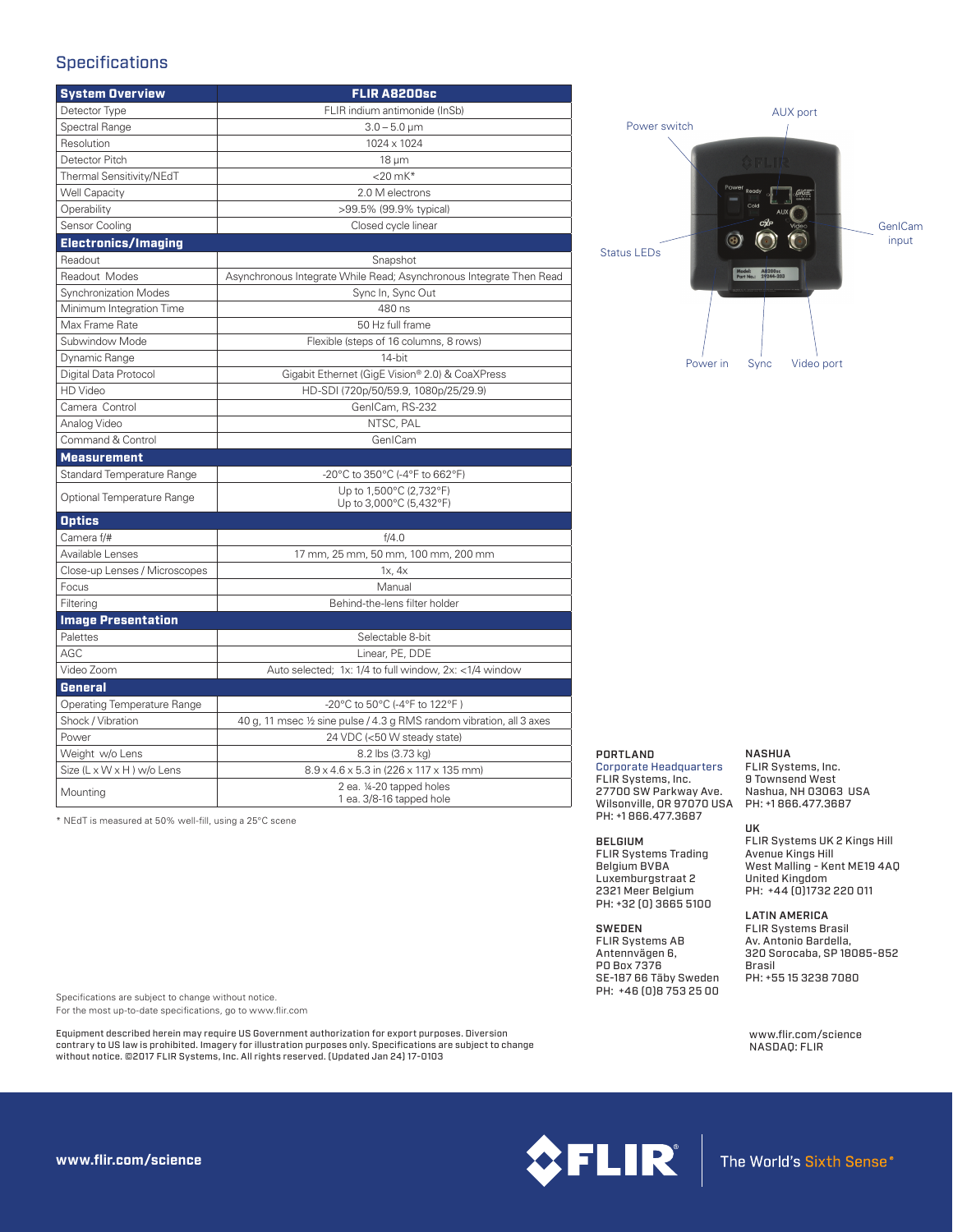## Specifications

| System Overview | FLIR A8200sc |
|---|---|
| Detector Type | FLIR indium antimonide (InSb) |
| Spectral Range | 3.0 – 5.0 µm |
| Resolution | 1024 x 1024 |
| Detector Pitch | 18 µm |
| Thermal Sensitivity/NEdT | <20 mK* |
| Well Capacity | 2.0 M electrons |
| Operability | >99.5% (99.9% typical) |
| Sensor Cooling | Closed cycle linear |
| **Electronics/Imaging** | |
| Readout | Snapshot |
| Readout Modes | Asynchronous Integrate While Read; Asynchronous Integrate Then Read |
| Synchronization Modes | Sync In, Sync Out |
| Minimum Integration Time | 480 ns |
| Max Frame Rate | 50 Hz full frame |
| Subwindow Mode | Flexible (steps of 16 columns, 8 rows) |
| Dynamic Range | 14-bit |
| Digital Data Protocol | Gigabit Ethernet (GigE Vision® 2.0) & CoaXPress |
| HD Video | HD-SDI (720p/50/59.9, 1080p/25/29.9) |
| Camera Control | GenICam, RS-232 |
| Analog Video | NTSC, PAL |
| Command & Control | GenICam |
| **Measurement** | |
| Standard Temperature Range | -20°C to 350°C (-4°F to 662°F) |
| Optional Temperature Range | Up to 1,500°C (2,732°F)<br>Up to 3,000°C (5,432°F) |
| **Optics** | |
| Camera f/# | f/4.0 |
| Available Lenses | 17 mm, 25 mm, 50 mm, 100 mm, 200 mm |
| Close-up Lenses / Microscopes | 1x, 4x |
| Focus | Manual |
| Filtering | Behind-the-lens filter holder |
| **Image Presentation** | |
| Palettes | Selectable 8-bit |
| AGC | Linear, PE, DDE |
| Video Zoom | Auto selected; 1x: 1/4 to full window, 2x: <1/4 window |
| **General** | |
| Operating Temperature Range | -20°C to 50°C (-4°F to 122°F ) |
| Shock / Vibration | 40 g, 11 msec ½ sine pulse / 4.3 g RMS random vibration, all 3 axes |
| Power | 24 VDC (<50 W steady state) |
| Weight w/o Lens | 8.2 lbs (3.73 kg) |
| Size (L x W x H ) w/o Lens | 8.9 x 4.6 x 5.3 in (226 x 117 x 135 mm) |
| Mounting | 2 ea. ¼-20 tapped holes<br>1 ea. 3/8-16 tapped hole |

\* NEdT is measured at 50% well-fill, using a 25°C scene

Power switch
AUX port
GenICam input
Status LEDs
Power in
Sync
Video port

**PORTLAND**
Corporate Headquarters
FLIR Systems, Inc.
27700 SW Parkway Ave.
Wilsonville, OR 97070 USA
PH: +1 866.477.3687

**BELGIUM**
FLIR Systems Trading
Belgium BVBA
Luxemburgstraat 2
2321 Meer Belgium
PH: +32 (0) 3665 5100

**SWEDEN**
FLIR Systems AB
Antennvägen 6,
PO Box 7376
SE-187 66 Täby Sweden
PH: +46 (0)8 753 25 00

**NASHUA**
FLIR Systems, Inc.
9 Townsend West
Nashua, NH 03063 USA
PH: +1 866.477.3687

**UK**
FLIR Systems UK 2 Kings Hill
Avenue Kings Hill
West Malling - Kent ME19 4AQ
United Kingdom
PH: +44 (0)1732 220 011

**LATIN AMERICA**
FLIR Systems Brasil
Av. Antonio Bardella,
320 Sorocaba, SP 18085-852
Brasil
PH: +55 15 3238 7080

Specifications are subject to change without notice.
For the most up-to-date specifications, go to www.flir.com

Equipment described herein may require US Government authorization for export purposes. Diversion contrary to US law is prohibited. Imagery for illustration purposes only. Specifications are subject to change without notice. ©2017 FLIR Systems, Inc. All rights reserved. (Updated Jan 24) 17-0103

www.flir.com/science
NASDAQ: FLIR

www.flir.com/science

FLIR® The World's Sixth Sense®